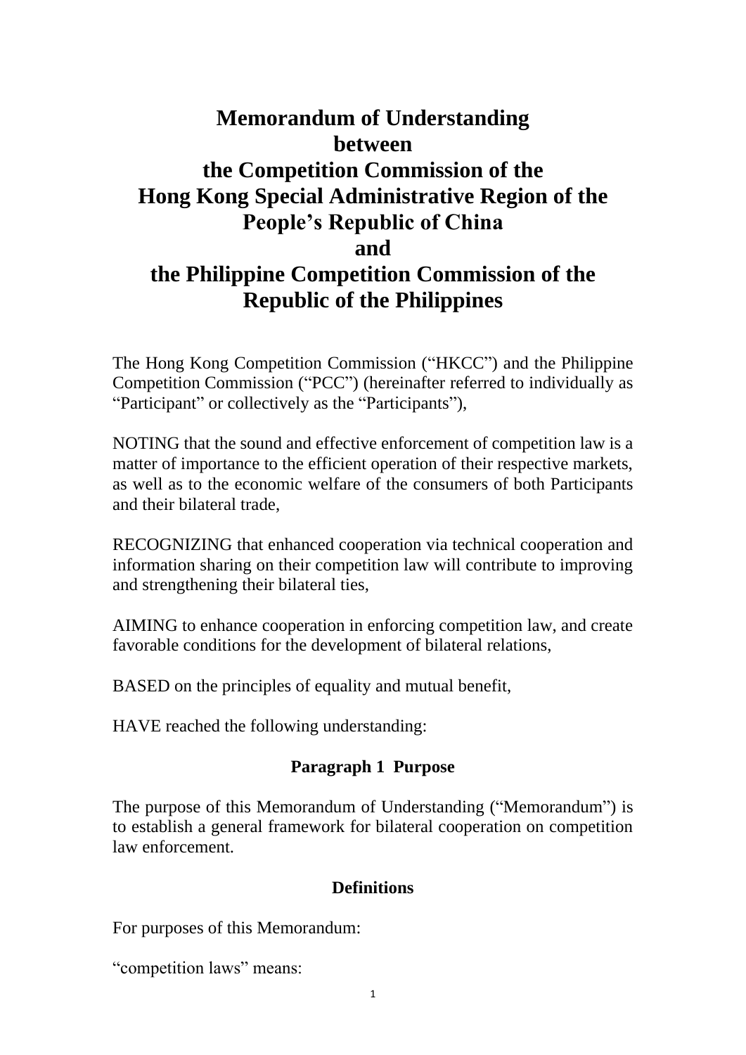# Memorandum of Understanding between the Competition Commission of the Hong Kong Special Administrative Region of the People's Republic of China and the Philippine Competition Commission of the Republic of the Philippines

The Hong Kong Competition Commission ("HKCC") and the Philippine Competition Commission ("PCC") (hereinafter referred to individually as "Participant" or collectively as the "Participants"),

NOTING that the sound and effective enforcement of competition law is a matter of importance to the efficient operation of their respective markets, as well as to the economic welfare of the consumers of both Participants and their bilateral trade,

RECOGNIZING that enhanced cooperation via technical cooperation and information sharing on their competition law will contribute to improving and strengthening their bilateral ties,

AIMING to enhance cooperation in enforcing competition law, and create favorable conditions for the development of bilateral relations,

BASED on the principles of equality and mutual benefit,

HAVE reached the following understanding:

## Paragraph 1 Purpose

The purpose of this Memorandum of Understanding ("Memorandum") is to establish a general framework for bilateral cooperation on competition law enforcement.

## Definitions

For purposes of this Memorandum:

"competition laws" means: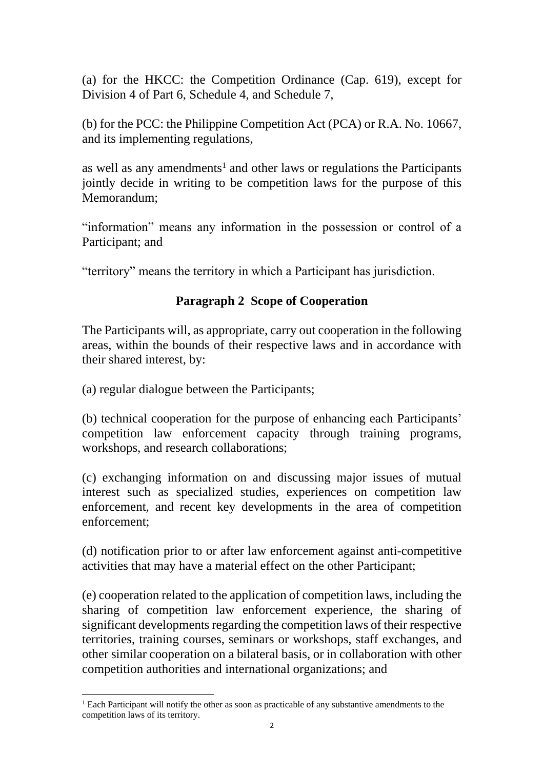(a) for the HKCC: the Competition Ordinance (Cap. 619), except for Division 4 of Part 6, Schedule 4, and Schedule 7,

(b) for the PCC: the Philippine Competition Act (PCA) or R.A. No. 10667, and its implementing regulations,

as well as any amendments[1] and other laws or regulations the Participants jointly decide in writing to be competition laws for the purpose of this Memorandum;

"information" means any information in the possession or control of a Participant; and

"territory" means the territory in which a Participant has jurisdiction.

## Paragraph 2 Scope of Cooperation

The Participants will, as appropriate, carry out cooperation in the following areas, within the bounds of their respective laws and in accordance with their shared interest, by:

(a) regular dialogue between the Participants;

(b) technical cooperation for the purpose of enhancing each Participants' competition law enforcement capacity through training programs, workshops, and research collaborations;

(c) exchanging information on and discussing major issues of mutual interest such as specialized studies, experiences on competition law enforcement, and recent key developments in the area of competition enforcement;

(d) notification prior to or after law enforcement against anti-competitive activities that may have a material effect on the other Participant;

(e) cooperation related to the application of competition laws, including the sharing of competition law enforcement experience, the sharing of significant developments regarding the competition laws of their respective territories, training courses, seminars or workshops, staff exchanges, and other similar cooperation on a bilateral basis, or in collaboration with other competition authorities and international organizations; and

[1] Each Participant will notify the other as soon as practicable of any substantive amendments to the competition laws of its territory.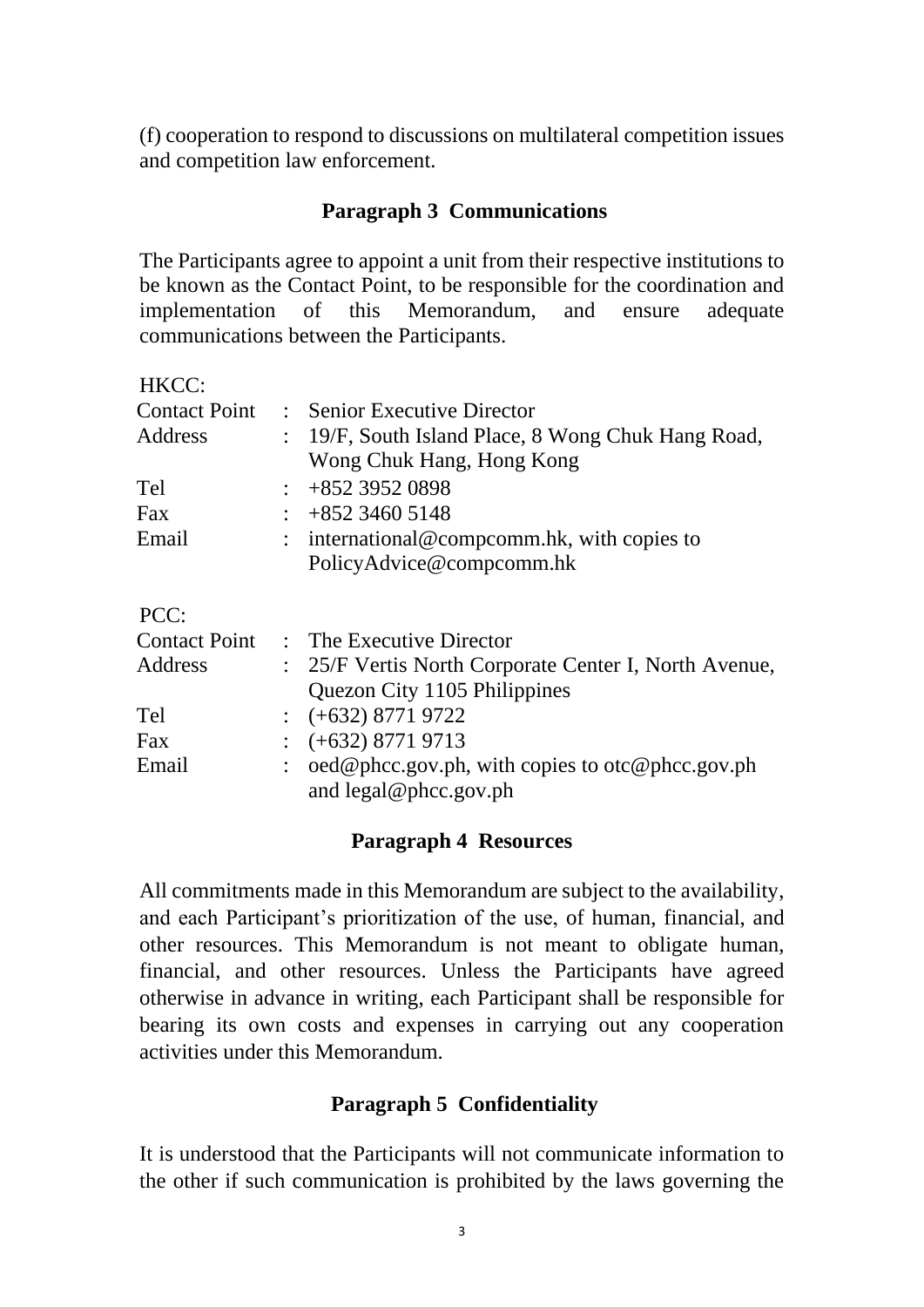(f) cooperation to respond to discussions on multilateral competition issues and competition law enforcement.

## Paragraph 3 Communications

The Participants agree to appoint a unit from their respective institutions to be known as the Contact Point, to be responsible for the coordination and implementation of this Memorandum, and ensure adequate communications between the Participants.

HKCC:

| | | |
|---|---|---|
| Contact Point | : | Senior Executive Director |
| Address | : | 19/F, South Island Place, 8 Wong Chuk Hang Road, Wong Chuk Hang, Hong Kong |
| Tel | : | +852 3952 0898 |
| Fax | : | +852 3460 5148 |
| Email | : | international@compcomm.hk, with copies to PolicyAdvice@compcomm.hk |

PCC:

| | | |
|---|---|---|
| Contact Point | : | The Executive Director |
| Address | : | 25/F Vertis North Corporate Center I, North Avenue, Quezon City 1105 Philippines |
| Tel | : | (+632) 8771 9722 |
| Fax | : | (+632) 8771 9713 |
| Email | : | oed@phcc.gov.ph, with copies to otc@phcc.gov.ph and legal@phcc.gov.ph |

## Paragraph 4 Resources

All commitments made in this Memorandum are subject to the availability, and each Participant's prioritization of the use, of human, financial, and other resources. This Memorandum is not meant to obligate human, financial, and other resources. Unless the Participants have agreed otherwise in advance in writing, each Participant shall be responsible for bearing its own costs and expenses in carrying out any cooperation activities under this Memorandum.

## Paragraph 5 Confidentiality

It is understood that the Participants will not communicate information to the other if such communication is prohibited by the laws governing the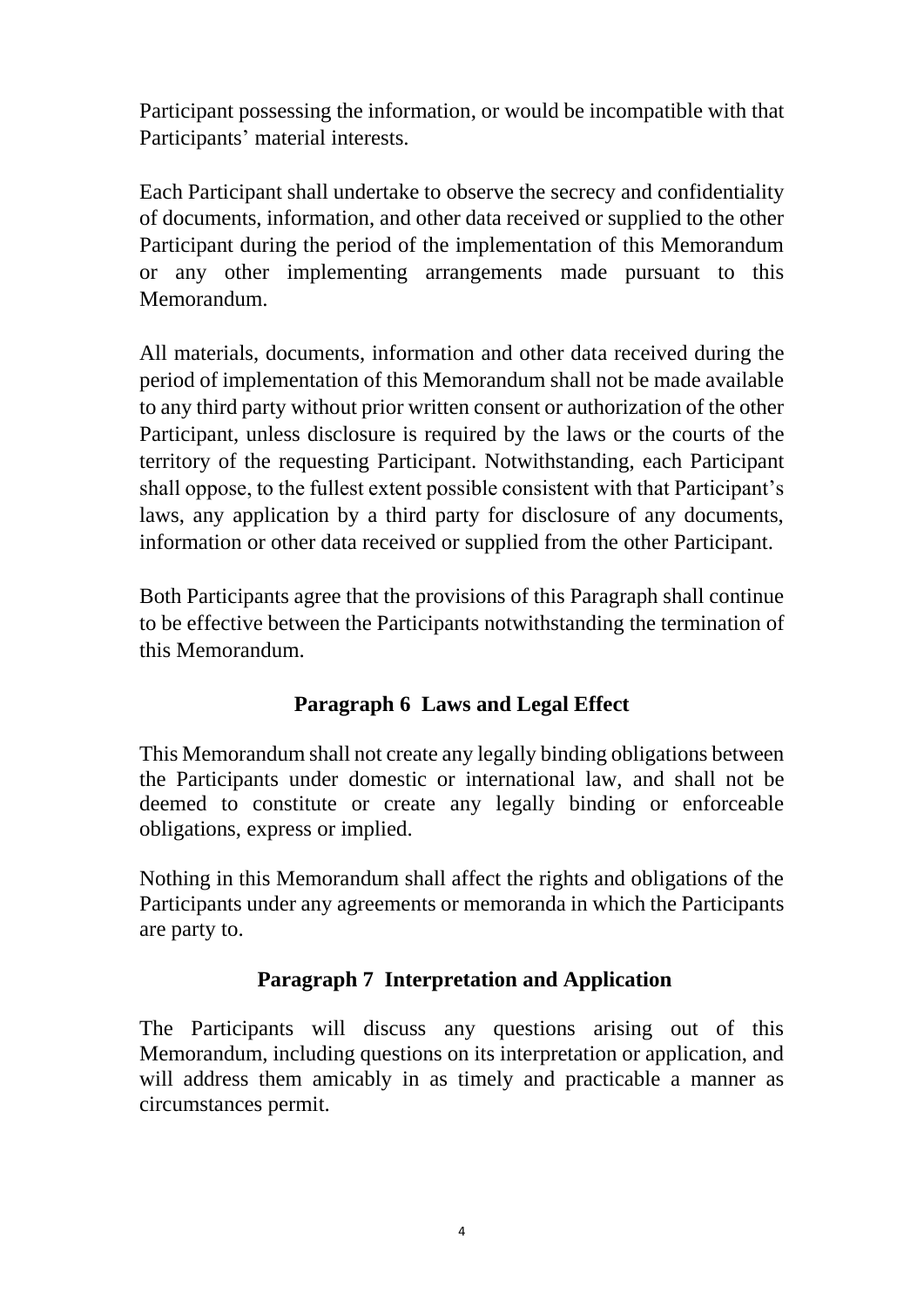Participant possessing the information, or would be incompatible with that Participants' material interests.

Each Participant shall undertake to observe the secrecy and confidentiality of documents, information, and other data received or supplied to the other Participant during the period of the implementation of this Memorandum or any other implementing arrangements made pursuant to this Memorandum.

All materials, documents, information and other data received during the period of implementation of this Memorandum shall not be made available to any third party without prior written consent or authorization of the other Participant, unless disclosure is required by the laws or the courts of the territory of the requesting Participant. Notwithstanding, each Participant shall oppose, to the fullest extent possible consistent with that Participant's laws, any application by a third party for disclosure of any documents, information or other data received or supplied from the other Participant.

Both Participants agree that the provisions of this Paragraph shall continue to be effective between the Participants notwithstanding the termination of this Memorandum.

## Paragraph 6 Laws and Legal Effect

This Memorandum shall not create any legally binding obligations between the Participants under domestic or international law, and shall not be deemed to constitute or create any legally binding or enforceable obligations, express or implied.

Nothing in this Memorandum shall affect the rights and obligations of the Participants under any agreements or memoranda in which the Participants are party to.

## Paragraph 7 Interpretation and Application

The Participants will discuss any questions arising out of this Memorandum, including questions on its interpretation or application, and will address them amicably in as timely and practicable a manner as circumstances permit.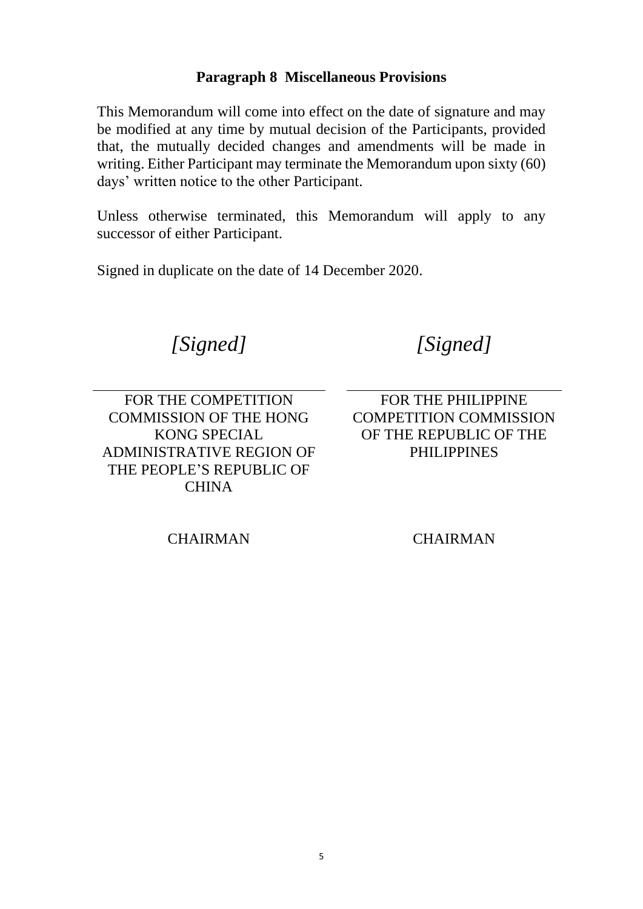## Paragraph 8 Miscellaneous Provisions

This Memorandum will come into effect on the date of signature and may be modified at any time by mutual decision of the Participants, provided that, the mutually decided changes and amendments will be made in writing. Either Participant may terminate the Memorandum upon sixty (60) days' written notice to the other Participant.

Unless otherwise terminated, this Memorandum will apply to any successor of either Participant.

Signed in duplicate on the date of 14 December 2020.

| | |
|---|---|
| *[Signed]* | *[Signed]* |
| FOR THE COMPETITION COMMISSION OF THE HONG KONG SPECIAL ADMINISTRATIVE REGION OF THE PEOPLE'S REPUBLIC OF CHINA | FOR THE PHILIPPINE COMPETITION COMMISSION OF THE REPUBLIC OF THE PHILIPPINES |
| CHAIRMAN | CHAIRMAN |